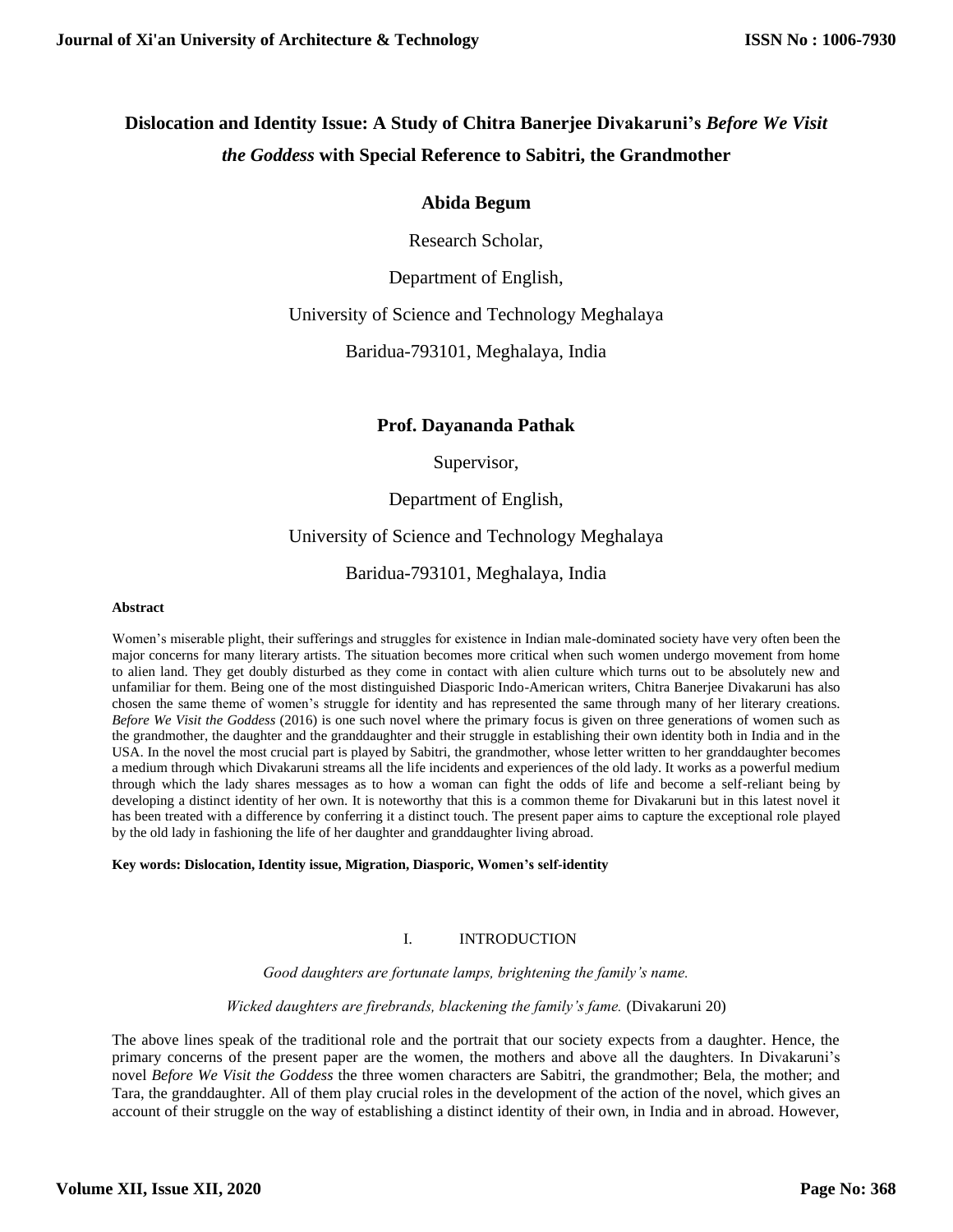# Dislocation and Identity Issue: A Study of Chitra Banerjee Divakaruni's *Before We Visit the Goddess* with Special Reference to Sabitri, the Grandmother

**Abida Begum**

Research Scholar,

Department of English,

University of Science and Technology Meghalaya

Baridua-793101, Meghalaya, India

**Prof. Dayananda Pathak**

Supervisor,

Department of English,

University of Science and Technology Meghalaya

Baridua-793101, Meghalaya, India

**Abstract**

Women's miserable plight, their sufferings and struggles for existence in Indian male-dominated society have very often been the major concerns for many literary artists. The situation becomes more critical when such women undergo movement from home to alien land. They get doubly disturbed as they come in contact with alien culture which turns out to be absolutely new and unfamiliar for them. Being one of the most distinguished Diasporic Indo-American writers, Chitra Banerjee Divakaruni has also chosen the same theme of women's struggle for identity and has represented the same through many of her literary creations. *Before We Visit the Goddess* (2016) is one such novel where the primary focus is given on three generations of women such as the grandmother, the daughter and the granddaughter and their struggle in establishing their own identity both in India and in the USA. In the novel the most crucial part is played by Sabitri, the grandmother, whose letter written to her granddaughter becomes a medium through which Divakaruni streams all the life incidents and experiences of the old lady. It works as a powerful medium through which the lady shares messages as to how a woman can fight the odds of life and become a self-reliant being by developing a distinct identity of her own. It is noteworthy that this is a common theme for Divakaruni but in this latest novel it has been treated with a difference by conferring it a distinct touch. The present paper aims to capture the exceptional role played by the old lady in fashioning the life of her daughter and granddaughter living abroad.

**Key words: Dislocation, Identity issue, Migration, Diasporic, Women's self-identity**

## I. INTRODUCTION

*Good daughters are fortunate lamps, brightening the family's name.*

*Wicked daughters are firebrands, blackening the family's fame.* (Divakaruni 20)

The above lines speak of the traditional role and the portrait that our society expects from a daughter. Hence, the primary concerns of the present paper are the women, the mothers and above all the daughters. In Divakaruni's novel *Before We Visit the Goddess* the three women characters are Sabitri, the grandmother; Bela, the mother; and Tara, the granddaughter. All of them play crucial roles in the development of the action of the novel, which gives an account of their struggle on the way of establishing a distinct identity of their own, in India and in abroad. However,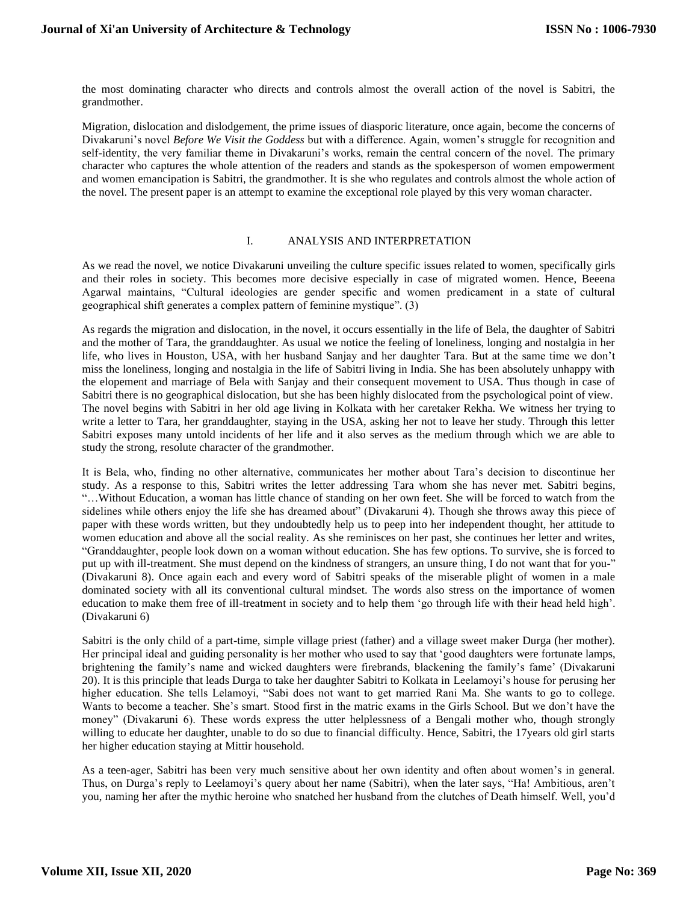the most dominating character who directs and controls almost the overall action of the novel is Sabitri, the grandmother.

Migration, dislocation and dislodgement, the prime issues of diasporic literature, once again, become the concerns of Divakaruni's novel *Before We Visit the Goddess* but with a difference. Again, women's struggle for recognition and self-identity, the very familiar theme in Divakaruni's works, remain the central concern of the novel. The primary character who captures the whole attention of the readers and stands as the spokesperson of women empowerment and women emancipation is Sabitri, the grandmother. It is she who regulates and controls almost the whole action of the novel. The present paper is an attempt to examine the exceptional role played by this very woman character.

## I. ANALYSIS AND INTERPRETATION

As we read the novel, we notice Divakaruni unveiling the culture specific issues related to women, specifically girls and their roles in society. This becomes more decisive especially in case of migrated women. Hence, Beeena Agarwal maintains, "Cultural ideologies are gender specific and women predicament in a state of cultural geographical shift generates a complex pattern of feminine mystique". (3)

As regards the migration and dislocation, in the novel, it occurs essentially in the life of Bela, the daughter of Sabitri and the mother of Tara, the granddaughter. As usual we notice the feeling of loneliness, longing and nostalgia in her life, who lives in Houston, USA, with her husband Sanjay and her daughter Tara. But at the same time we don't miss the loneliness, longing and nostalgia in the life of Sabitri living in India. She has been absolutely unhappy with the elopement and marriage of Bela with Sanjay and their consequent movement to USA. Thus though in case of Sabitri there is no geographical dislocation, but she has been highly dislocated from the psychological point of view. The novel begins with Sabitri in her old age living in Kolkata with her caretaker Rekha. We witness her trying to write a letter to Tara, her granddaughter, staying in the USA, asking her not to leave her study. Through this letter Sabitri exposes many untold incidents of her life and it also serves as the medium through which we are able to study the strong, resolute character of the grandmother.

It is Bela, who, finding no other alternative, communicates her mother about Tara's decision to discontinue her study. As a response to this, Sabitri writes the letter addressing Tara whom she has never met. Sabitri begins, "…Without Education, a woman has little chance of standing on her own feet. She will be forced to watch from the sidelines while others enjoy the life she has dreamed about" (Divakaruni 4). Though she throws away this piece of paper with these words written, but they undoubtedly help us to peep into her independent thought, her attitude to women education and above all the social reality. As she reminisces on her past, she continues her letter and writes, "Granddaughter, people look down on a woman without education. She has few options. To survive, she is forced to put up with ill-treatment. She must depend on the kindness of strangers, an unsure thing, I do not want that for you-" (Divakaruni 8). Once again each and every word of Sabitri speaks of the miserable plight of women in a male dominated society with all its conventional cultural mindset. The words also stress on the importance of women education to make them free of ill-treatment in society and to help them 'go through life with their head held high'. (Divakaruni 6)

Sabitri is the only child of a part-time, simple village priest (father) and a village sweet maker Durga (her mother). Her principal ideal and guiding personality is her mother who used to say that 'good daughters were fortunate lamps, brightening the family's name and wicked daughters were firebrands, blackening the family's fame' (Divakaruni 20). It is this principle that leads Durga to take her daughter Sabitri to Kolkata in Leelamoyi's house for perusing her higher education. She tells Lelamoyi, "Sabi does not want to get married Rani Ma. She wants to go to college. Wants to become a teacher. She's smart. Stood first in the matric exams in the Girls School. But we don't have the money" (Divakaruni 6). These words express the utter helplessness of a Bengali mother who, though strongly willing to educate her daughter, unable to do so due to financial difficulty. Hence, Sabitri, the 17years old girl starts her higher education staying at Mittir household.

As a teen-ager, Sabitri has been very much sensitive about her own identity and often about women's in general. Thus, on Durga's reply to Leelamoyi's query about her name (Sabitri), when the later says, "Ha! Ambitious, aren't you, naming her after the mythic heroine who snatched her husband from the clutches of Death himself. Well, you'd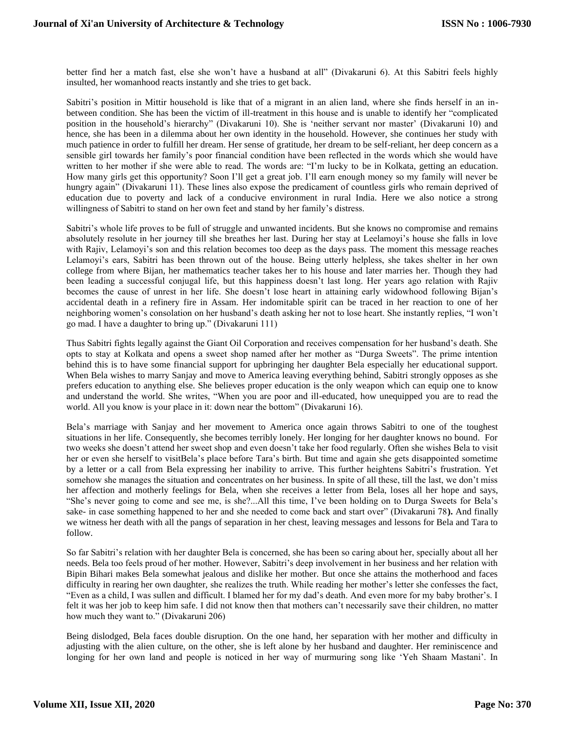better find her a match fast, else she won't have a husband at all" (Divakaruni 6). At this Sabitri feels highly insulted, her womanhood reacts instantly and she tries to get back.

Sabitri's position in Mittir household is like that of a migrant in an alien land, where she finds herself in an in-between condition. She has been the victim of ill-treatment in this house and is unable to identify her "complicated position in the household's hierarchy" (Divakaruni 10). She is 'neither servant nor master' (Divakaruni 10) and hence, she has been in a dilemma about her own identity in the household. However, she continues her study with much patience in order to fulfill her dream. Her sense of gratitude, her dream to be self-reliant, her deep concern as a sensible girl towards her family's poor financial condition have been reflected in the words which she would have written to her mother if she were able to read. The words are: "I'm lucky to be in Kolkata, getting an education. How many girls get this opportunity? Soon I'll get a great job. I'll earn enough money so my family will never be hungry again" (Divakaruni 11). These lines also expose the predicament of countless girls who remain deprived of education due to poverty and lack of a conducive environment in rural India. Here we also notice a strong willingness of Sabitri to stand on her own feet and stand by her family's distress.

Sabitri's whole life proves to be full of struggle and unwanted incidents. But she knows no compromise and remains absolutely resolute in her journey till she breathes her last. During her stay at Leelamoyi's house she falls in love with Rajiv, Lelamoyi's son and this relation becomes too deep as the days pass. The moment this message reaches Lelamoyi's ears, Sabitri has been thrown out of the house. Being utterly helpless, she takes shelter in her own college from where Bijan, her mathematics teacher takes her to his house and later marries her. Though they had been leading a successful conjugal life, but this happiness doesn't last long. Her years ago relation with Rajiv becomes the cause of unrest in her life. She doesn't lose heart in attaining early widowhood following Bijan's accidental death in a refinery fire in Assam. Her indomitable spirit can be traced in her reaction to one of her neighboring women's consolation on her husband's death asking her not to lose heart. She instantly replies, "I won't go mad. I have a daughter to bring up." (Divakaruni 111)

Thus Sabitri fights legally against the Giant Oil Corporation and receives compensation for her husband's death. She opts to stay at Kolkata and opens a sweet shop named after her mother as "Durga Sweets". The prime intention behind this is to have some financial support for upbringing her daughter Bela especially her educational support. When Bela wishes to marry Sanjay and move to America leaving everything behind, Sabitri strongly opposes as she prefers education to anything else. She believes proper education is the only weapon which can equip one to know and understand the world. She writes, "When you are poor and ill-educated, how unequipped you are to read the world. All you know is your place in it: down near the bottom" (Divakaruni 16).

Bela's marriage with Sanjay and her movement to America once again throws Sabitri to one of the toughest situations in her life. Consequently, she becomes terribly lonely. Her longing for her daughter knows no bound. For two weeks she doesn't attend her sweet shop and even doesn't take her food regularly. Often she wishes Bela to visit her or even she herself to visitBela's place before Tara's birth. But time and again she gets disappointed sometime by a letter or a call from Bela expressing her inability to arrive. This further heightens Sabitri's frustration. Yet somehow she manages the situation and concentrates on her business. In spite of all these, till the last, we don't miss her affection and motherly feelings for Bela, when she receives a letter from Bela, loses all her hope and says, "She's never going to come and see me, is she?...All this time, I've been holding on to Durga Sweets for Bela's sake- in case something happened to her and she needed to come back and start over" (Divakaruni 78**).** And finally we witness her death with all the pangs of separation in her chest, leaving messages and lessons for Bela and Tara to follow.

So far Sabitri's relation with her daughter Bela is concerned, she has been so caring about her, specially about all her needs. Bela too feels proud of her mother. However, Sabitri's deep involvement in her business and her relation with Bipin Bihari makes Bela somewhat jealous and dislike her mother. But once she attains the motherhood and faces difficulty in rearing her own daughter, she realizes the truth. While reading her mother's letter she confesses the fact, "Even as a child, I was sullen and difficult. I blamed her for my dad's death. And even more for my baby brother's. I felt it was her job to keep him safe. I did not know then that mothers can't necessarily save their children, no matter how much they want to." (Divakaruni 206)

Being dislodged, Bela faces double disruption. On the one hand, her separation with her mother and difficulty in adjusting with the alien culture, on the other, she is left alone by her husband and daughter. Her reminiscence and longing for her own land and people is noticed in her way of murmuring song like 'Yeh Shaam Mastani'. In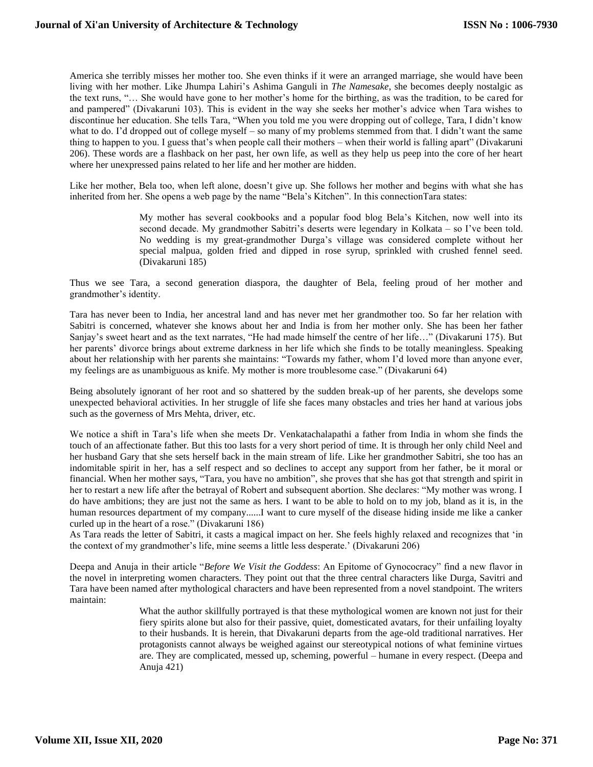America she terribly misses her mother too. She even thinks if it were an arranged marriage, she would have been living with her mother. Like Jhumpa Lahiri's Ashima Ganguli in *The Namesake*, she becomes deeply nostalgic as the text runs, "… She would have gone to her mother's home for the birthing, as was the tradition, to be cared for and pampered" (Divakaruni 103). This is evident in the way she seeks her mother's advice when Tara wishes to discontinue her education. She tells Tara, "When you told me you were dropping out of college, Tara, I didn't know what to do. I'd dropped out of college myself – so many of my problems stemmed from that. I didn't want the same thing to happen to you. I guess that's when people call their mothers – when their world is falling apart" (Divakaruni 206). These words are a flashback on her past, her own life, as well as they help us peep into the core of her heart where her unexpressed pains related to her life and her mother are hidden.

Like her mother, Bela too, when left alone, doesn't give up. She follows her mother and begins with what she has inherited from her. She opens a web page by the name "Bela's Kitchen". In this connectionTara states:

> My mother has several cookbooks and a popular food blog Bela's Kitchen, now well into its second decade. My grandmother Sabitri's deserts were legendary in Kolkata – so I've been told. No wedding is my great-grandmother Durga's village was considered complete without her special malpua, golden fried and dipped in rose syrup, sprinkled with crushed fennel seed. (Divakaruni 185)

Thus we see Tara, a second generation diaspora, the daughter of Bela, feeling proud of her mother and grandmother's identity.

Tara has never been to India, her ancestral land and has never met her grandmother too. So far her relation with Sabitri is concerned, whatever she knows about her and India is from her mother only. She has been her father Sanjay's sweet heart and as the text narrates, "He had made himself the centre of her life…" (Divakaruni 175). But her parents' divorce brings about extreme darkness in her life which she finds to be totally meaningless. Speaking about her relationship with her parents she maintains: "Towards my father, whom I'd loved more than anyone ever, my feelings are as unambiguous as knife. My mother is more troublesome case." (Divakaruni 64)

Being absolutely ignorant of her root and so shattered by the sudden break-up of her parents, she develops some unexpected behavioral activities. In her struggle of life she faces many obstacles and tries her hand at various jobs such as the governess of Mrs Mehta, driver, etc.

We notice a shift in Tara's life when she meets Dr. Venkatachalapathi a father from India in whom she finds the touch of an affectionate father. But this too lasts for a very short period of time. It is through her only child Neel and her husband Gary that she sets herself back in the main stream of life. Like her grandmother Sabitri, she too has an indomitable spirit in her, has a self respect and so declines to accept any support from her father, be it moral or financial. When her mother says, "Tara, you have no ambition", she proves that she has got that strength and spirit in her to restart a new life after the betrayal of Robert and subsequent abortion. She declares: "My mother was wrong. I do have ambitions; they are just not the same as hers. I want to be able to hold on to my job, bland as it is, in the human resources department of my company......I want to cure myself of the disease hiding inside me like a canker curled up in the heart of a rose." (Divakaruni 186)

As Tara reads the letter of Sabitri, it casts a magical impact on her. She feels highly relaxed and recognizes that 'in the context of my grandmother's life, mine seems a little less desperate.' (Divakaruni 206)

Deepa and Anuja in their article "*Before We Visit the Goddess*: An Epitome of Gynocracy" find a new flavor in the novel in interpreting women characters. They point out that the three central characters like Durga, Savitri and Tara have been named after mythological characters and have been represented from a novel standpoint. The writers maintain:

> What the author skillfully portrayed is that these mythological women are known not just for their fiery spirits alone but also for their passive, quiet, domesticated avatars, for their unfailing loyalty to their husbands. It is herein, that Divakaruni departs from the age-old traditional narratives. Her protagonists cannot always be weighed against our stereotypical notions of what feminine virtues are. They are complicated, messed up, scheming, powerful – humane in every respect. (Deepa and Anuja 421)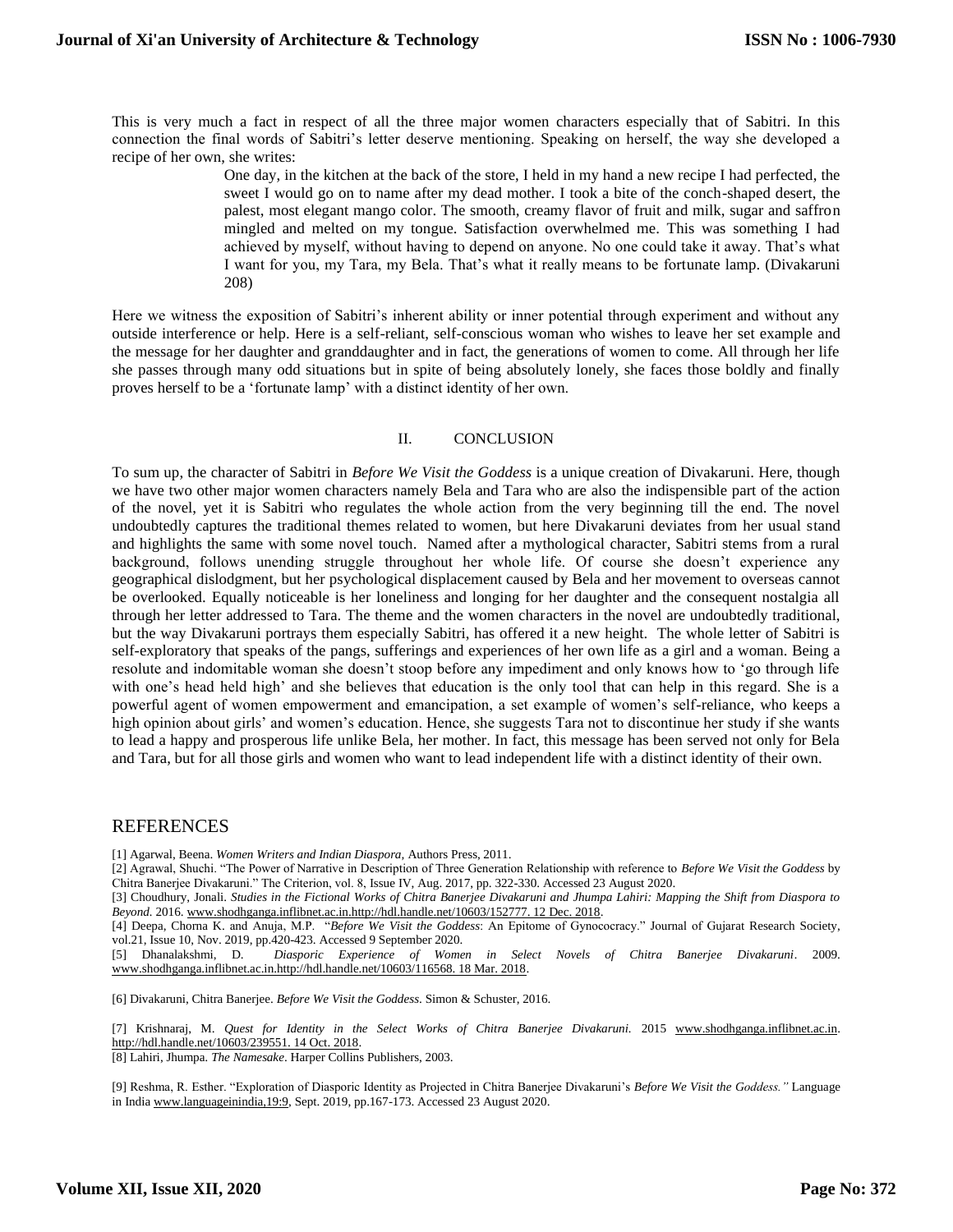This is very much a fact in respect of all the three major women characters especially that of Sabitri. In this connection the final words of Sabitri's letter deserve mentioning. Speaking on herself, the way she developed a recipe of her own, she writes:

> One day, in the kitchen at the back of the store, I held in my hand a new recipe I had perfected, the sweet I would go on to name after my dead mother. I took a bite of the conch-shaped desert, the palest, most elegant mango color. The smooth, creamy flavor of fruit and milk, sugar and saffron mingled and melted on my tongue. Satisfaction overwhelmed me. This was something I had achieved by myself, without having to depend on anyone. No one could take it away. That's what I want for you, my Tara, my Bela. That's what it really means to be fortunate lamp. (Divakaruni 208)

Here we witness the exposition of Sabitri's inherent ability or inner potential through experiment and without any outside interference or help. Here is a self-reliant, self-conscious woman who wishes to leave her set example and the message for her daughter and granddaughter and in fact, the generations of women to come. All through her life she passes through many odd situations but in spite of being absolutely lonely, she faces those boldly and finally proves herself to be a 'fortunate lamp' with a distinct identity of her own.

## II. CONCLUSION

To sum up, the character of Sabitri in *Before We Visit the Goddess* is a unique creation of Divakaruni. Here, though we have two other major women characters namely Bela and Tara who are also the indispensible part of the action of the novel, yet it is Sabitri who regulates the whole action from the very beginning till the end. The novel undoubtedly captures the traditional themes related to women, but here Divakaruni deviates from her usual stand and highlights the same with some novel touch. Named after a mythological character, Sabitri stems from a rural background, follows unending struggle throughout her whole life. Of course she doesn't experience any geographical dislodgment, but her psychological displacement caused by Bela and her movement to overseas cannot be overlooked. Equally noticeable is her loneliness and longing for her daughter and the consequent nostalgia all through her letter addressed to Tara. The theme and the women characters in the novel are undoubtedly traditional, but the way Divakaruni portrays them especially Sabitri, has offered it a new height. The whole letter of Sabitri is self-exploratory that speaks of the pangs, sufferings and experiences of her own life as a girl and a woman. Being a resolute and indomitable woman she doesn't stoop before any impediment and only knows how to 'go through life with one's head held high' and she believes that education is the only tool that can help in this regard. She is a powerful agent of women empowerment and emancipation, a set example of women's self-reliance, who keeps a high opinion about girls' and women's education. Hence, she suggests Tara not to discontinue her study if she wants to lead a happy and prosperous life unlike Bela, her mother. In fact, this message has been served not only for Bela and Tara, but for all those girls and women who want to lead independent life with a distinct identity of their own.

## REFERENCES

[1] Agarwal, Beena. *Women Writers and Indian Diaspora*, Authors Press, 2011.

[2] Agrawal, Shuchi. "The Power of Narrative in Description of Three Generation Relationship with reference to *Before We Visit the Goddess* by Chitra Banerjee Divakaruni." The Criterion, vol. 8, Issue IV, Aug. 2017, pp. 322-330. Accessed 23 August 2020.

[3] Choudhury, Jonali. *Studies in the Fictional Works of Chitra Banerjee Divakaruni and Jhumpa Lahiri: Mapping the Shift from Diaspora to Beyond.* 2016. www.shodhganga.inflibnet.ac.in.http://hdl.handle.net/10603/152777. 12 Dec. 2018.

[4] Deepa, Chorna K. and Anuja, M.P. "*Before We Visit the Goddess*: An Epitome of Gynococracy." Journal of Gujarat Research Society, vol.21, Issue 10, Nov. 2019, pp.420-423. Accessed 9 September 2020.

[5] Dhanalakshmi, D. *Diasporic Experience of Women in Select Novels of Chitra Banerjee Divakaruni*. 2009. www.shodhganga.inflibnet.ac.in.http://hdl.handle.net/10603/116568. 18 Mar. 2018.

[6] Divakaruni, Chitra Banerjee. *Before We Visit the Goddess*. Simon & Schuster, 2016.

[7] Krishnaraj, M. *Quest for Identity in the Select Works of Chitra Banerjee Divakaruni.* 2015 www.shodhganga.inflibnet.ac.in. http://hdl.handle.net/10603/239551. 14 Oct. 2018.

[8] Lahiri, Jhumpa. *The Namesake*. Harper Collins Publishers, 2003.

[9] Reshma, R. Esther. "Exploration of Diasporic Identity as Projected in Chitra Banerjee Divakaruni's *Before We Visit the Goddess."* Language in India www.languageinindia,19:9, Sept. 2019, pp.167-173. Accessed 23 August 2020.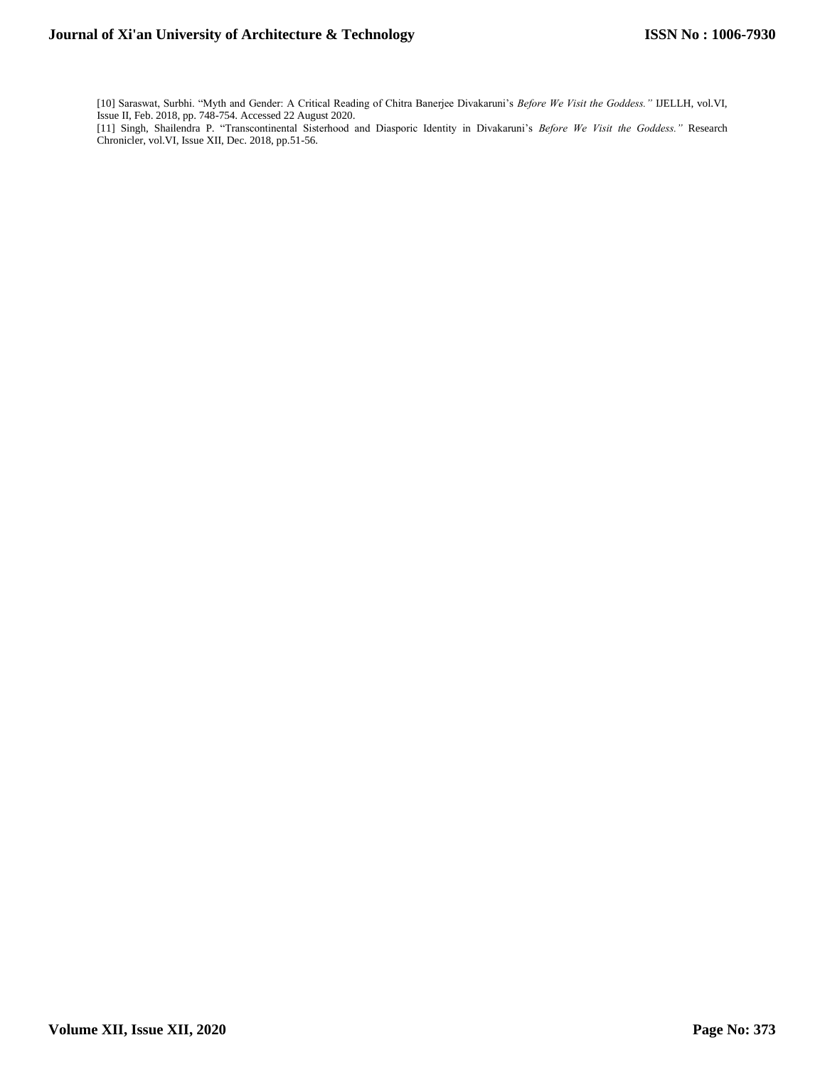[10] Saraswat, Surbhi. "Myth and Gender: A Critical Reading of Chitra Banerjee Divakaruni's *Before We Visit the Goddess.*" IJELLH, vol.VI, Issue II, Feb. 2018, pp. 748-754. Accessed 22 August 2020.

[11] Singh, Shailendra P. "Transcontinental Sisterhood and Diasporic Identity in Divakaruni's *Before We Visit the Goddess.*" Research Chronicler, vol.VI, Issue XII, Dec. 2018, pp.51-56.